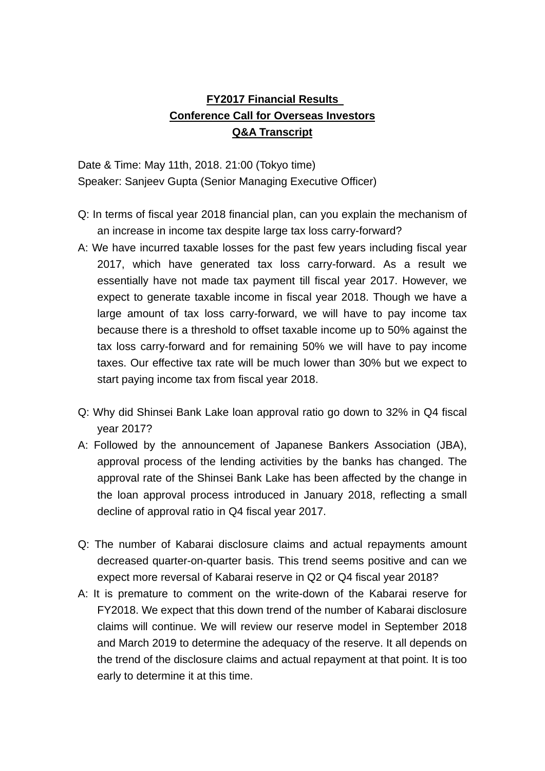# FY2017 Financial Results
# Conference Call for Overseas Investors
# Q&A Transcript

Date & Time: May 11th, 2018. 21:00 (Tokyo time)
Speaker: Sanjeev Gupta (Senior Managing Executive Officer)

Q: In terms of fiscal year 2018 financial plan, can you explain the mechanism of an increase in income tax despite large tax loss carry-forward?

A: We have incurred taxable losses for the past few years including fiscal year 2017, which have generated tax loss carry-forward. As a result we essentially have not made tax payment till fiscal year 2017. However, we expect to generate taxable income in fiscal year 2018. Though we have a large amount of tax loss carry-forward, we will have to pay income tax because there is a threshold to offset taxable income up to 50% against the tax loss carry-forward and for remaining 50% we will have to pay income taxes. Our effective tax rate will be much lower than 30% but we expect to start paying income tax from fiscal year 2018.

Q: Why did Shinsei Bank Lake loan approval ratio go down to 32% in Q4 fiscal year 2017?

A: Followed by the announcement of Japanese Bankers Association (JBA), approval process of the lending activities by the banks has changed. The approval rate of the Shinsei Bank Lake has been affected by the change in the loan approval process introduced in January 2018, reflecting a small decline of approval ratio in Q4 fiscal year 2017.

Q: The number of Kabarai disclosure claims and actual repayments amount decreased quarter-on-quarter basis. This trend seems positive and can we expect more reversal of Kabarai reserve in Q2 or Q4 fiscal year 2018?

A: It is premature to comment on the write-down of the Kabarai reserve for FY2018. We expect that this down trend of the number of Kabarai disclosure claims will continue. We will review our reserve model in September 2018 and March 2019 to determine the adequacy of the reserve. It all depends on the trend of the disclosure claims and actual repayment at that point. It is too early to determine it at this time.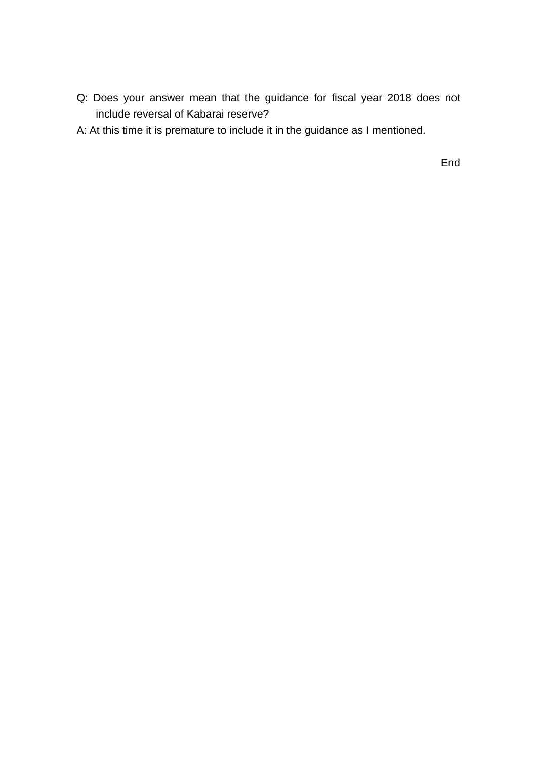Q: Does your answer mean that the guidance for fiscal year 2018 does not include reversal of Kabarai reserve?

A: At this time it is premature to include it in the guidance as I mentioned.

End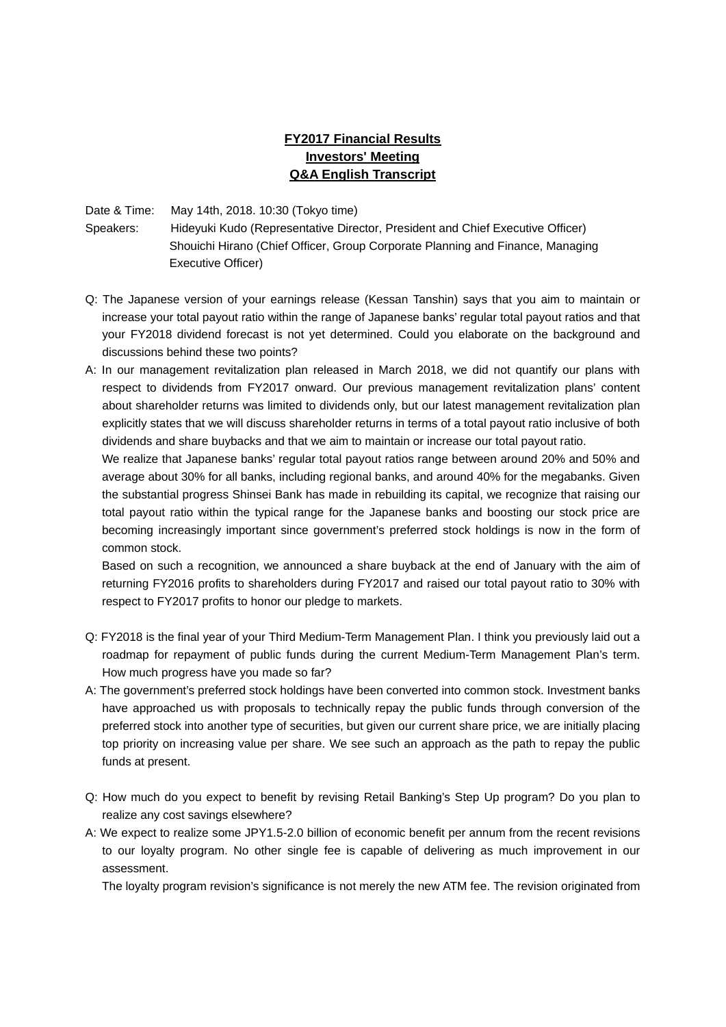# FY2017 Financial Results
# Investors' Meeting
# Q&A English Transcript

Date & Time: May 14th, 2018. 10:30 (Tokyo time)

Speakers: Hideyuki Kudo (Representative Director, President and Chief Executive Officer)
Shouichi Hirano (Chief Officer, Group Corporate Planning and Finance, Managing Executive Officer)

Q: The Japanese version of your earnings release (Kessan Tanshin) says that you aim to maintain or increase your total payout ratio within the range of Japanese banks' regular total payout ratios and that your FY2018 dividend forecast is not yet determined. Could you elaborate on the background and discussions behind these two points?

A: In our management revitalization plan released in March 2018, we did not quantify our plans with respect to dividends from FY2017 onward. Our previous management revitalization plans' content about shareholder returns was limited to dividends only, but our latest management revitalization plan explicitly states that we will discuss shareholder returns in terms of a total payout ratio inclusive of both dividends and share buybacks and that we aim to maintain or increase our total payout ratio.

We realize that Japanese banks' regular total payout ratios range between around 20% and 50% and average about 30% for all banks, including regional banks, and around 40% for the megabanks. Given the substantial progress Shinsei Bank has made in rebuilding its capital, we recognize that raising our total payout ratio within the typical range for the Japanese banks and boosting our stock price are becoming increasingly important since government's preferred stock holdings is now in the form of common stock.

Based on such a recognition, we announced a share buyback at the end of January with the aim of returning FY2016 profits to shareholders during FY2017 and raised our total payout ratio to 30% with respect to FY2017 profits to honor our pledge to markets.

Q: FY2018 is the final year of your Third Medium-Term Management Plan. I think you previously laid out a roadmap for repayment of public funds during the current Medium-Term Management Plan's term. How much progress have you made so far?

A: The government's preferred stock holdings have been converted into common stock. Investment banks have approached us with proposals to technically repay the public funds through conversion of the preferred stock into another type of securities, but given our current share price, we are initially placing top priority on increasing value per share. We see such an approach as the path to repay the public funds at present.

Q: How much do you expect to benefit by revising Retail Banking's Step Up program? Do you plan to realize any cost savings elsewhere?

A: We expect to realize some JPY1.5-2.0 billion of economic benefit per annum from the recent revisions to our loyalty program. No other single fee is capable of delivering as much improvement in our assessment.

The loyalty program revision's significance is not merely the new ATM fee. The revision originated from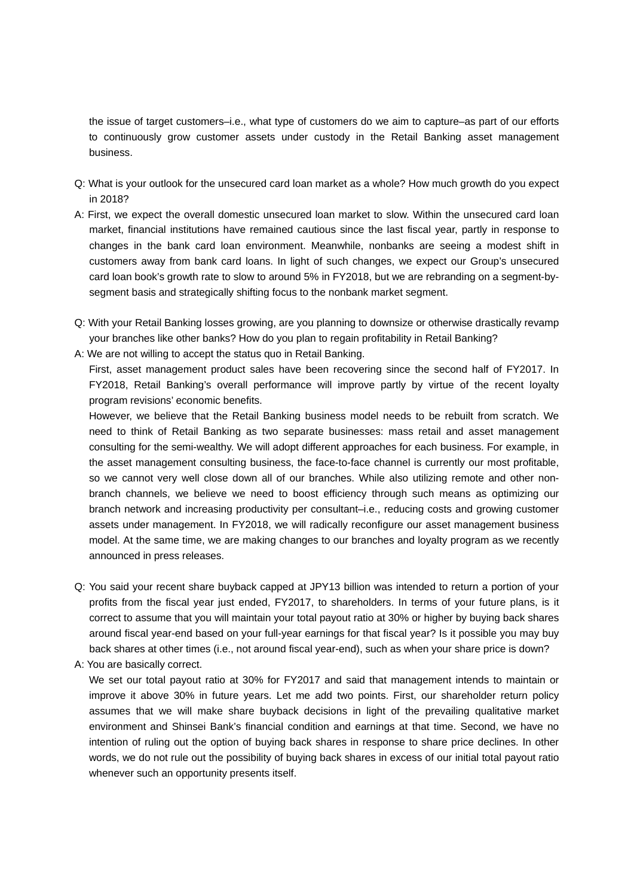the issue of target customers–i.e., what type of customers do we aim to capture–as part of our efforts to continuously grow customer assets under custody in the Retail Banking asset management business.

Q: What is your outlook for the unsecured card loan market as a whole? How much growth do you expect in 2018?

A: First, we expect the overall domestic unsecured loan market to slow. Within the unsecured card loan market, financial institutions have remained cautious since the last fiscal year, partly in response to changes in the bank card loan environment. Meanwhile, nonbanks are seeing a modest shift in customers away from bank card loans. In light of such changes, we expect our Group's unsecured card loan book's growth rate to slow to around 5% in FY2018, but we are rebranding on a segment-by-segment basis and strategically shifting focus to the nonbank market segment.

Q: With your Retail Banking losses growing, are you planning to downsize or otherwise drastically revamp your branches like other banks? How do you plan to regain profitability in Retail Banking?

A: We are not willing to accept the status quo in Retail Banking.

First, asset management product sales have been recovering since the second half of FY2017. In FY2018, Retail Banking's overall performance will improve partly by virtue of the recent loyalty program revisions' economic benefits.

However, we believe that the Retail Banking business model needs to be rebuilt from scratch. We need to think of Retail Banking as two separate businesses: mass retail and asset management consulting for the semi-wealthy. We will adopt different approaches for each business. For example, in the asset management consulting business, the face-to-face channel is currently our most profitable, so we cannot very well close down all of our branches. While also utilizing remote and other non-branch channels, we believe we need to boost efficiency through such means as optimizing our branch network and increasing productivity per consultant–i.e., reducing costs and growing customer assets under management. In FY2018, we will radically reconfigure our asset management business model. At the same time, we are making changes to our branches and loyalty program as we recently announced in press releases.

Q: You said your recent share buyback capped at JPY13 billion was intended to return a portion of your profits from the fiscal year just ended, FY2017, to shareholders. In terms of your future plans, is it correct to assume that you will maintain your total payout ratio at 30% or higher by buying back shares around fiscal year-end based on your full-year earnings for that fiscal year? Is it possible you may buy back shares at other times (i.e., not around fiscal year-end), such as when your share price is down?

A: You are basically correct.

We set our total payout ratio at 30% for FY2017 and said that management intends to maintain or improve it above 30% in future years. Let me add two points. First, our shareholder return policy assumes that we will make share buyback decisions in light of the prevailing qualitative market environment and Shinsei Bank's financial condition and earnings at that time. Second, we have no intention of ruling out the option of buying back shares in response to share price declines. In other words, we do not rule out the possibility of buying back shares in excess of our initial total payout ratio whenever such an opportunity presents itself.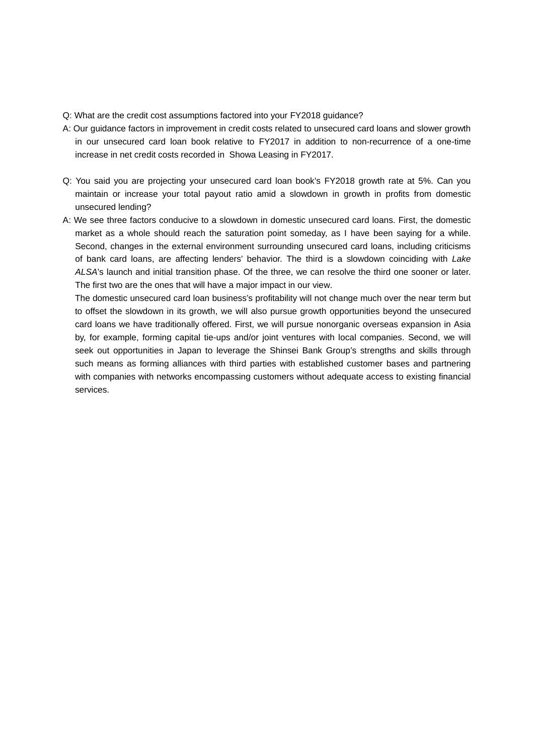Q: What are the credit cost assumptions factored into your FY2018 guidance?

A: Our guidance factors in improvement in credit costs related to unsecured card loans and slower growth in our unsecured card loan book relative to FY2017 in addition to non-recurrence of a one-time increase in net credit costs recorded in Showa Leasing in FY2017.

Q: You said you are projecting your unsecured card loan book's FY2018 growth rate at 5%. Can you maintain or increase your total payout ratio amid a slowdown in growth in profits from domestic unsecured lending?

A: We see three factors conducive to a slowdown in domestic unsecured card loans. First, the domestic market as a whole should reach the saturation point someday, as I have been saying for a while. Second, changes in the external environment surrounding unsecured card loans, including criticisms of bank card loans, are affecting lenders' behavior. The third is a slowdown coinciding with *Lake ALSA*'s launch and initial transition phase. Of the three, we can resolve the third one sooner or later. The first two are the ones that will have a major impact in our view.

The domestic unsecured card loan business's profitability will not change much over the near term but to offset the slowdown in its growth, we will also pursue growth opportunities beyond the unsecured card loans we have traditionally offered. First, we will pursue nonorganic overseas expansion in Asia by, for example, forming capital tie-ups and/or joint ventures with local companies. Second, we will seek out opportunities in Japan to leverage the Shinsei Bank Group's strengths and skills through such means as forming alliances with third parties with established customer bases and partnering with companies with networks encompassing customers without adequate access to existing financial services.